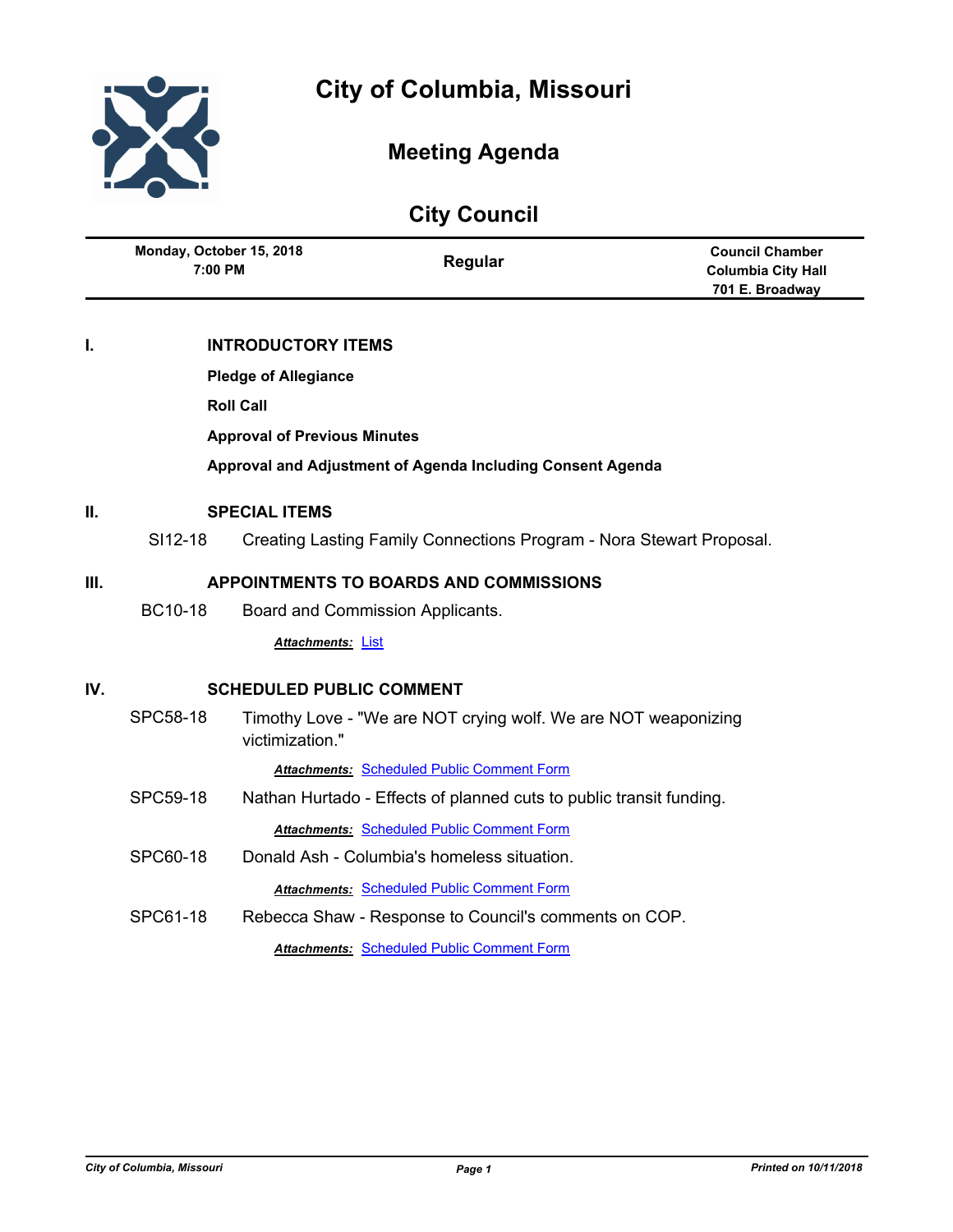# City of Columbia, Missouri

## Meeting Agenda

## City Council

| Monday, October 15, 2018 7:00 PM | Regular | Council Chamber Columbia City Hall 701 E. Broadway |
|---|---|---|

## I. INTRODUCTORY ITEMS

**Pledge of Allegiance**

**Roll Call**

**Approval of Previous Minutes**

**Approval and Adjustment of Agenda Including Consent Agenda**

## II. SPECIAL ITEMS

SI12-18 Creating Lasting Family Connections Program - Nora Stewart Proposal.

## III. APPOINTMENTS TO BOARDS AND COMMISSIONS

BC10-18 Board and Commission Applicants.

***Attachments:*** List

## IV. SCHEDULED PUBLIC COMMENT

SPC58-18 Timothy Love - "We are NOT crying wolf. We are NOT weaponizing victimization."

***Attachments:*** Scheduled Public Comment Form

SPC59-18 Nathan Hurtado - Effects of planned cuts to public transit funding.

***Attachments:*** Scheduled Public Comment Form

SPC60-18 Donald Ash - Columbia's homeless situation.

***Attachments:*** Scheduled Public Comment Form

SPC61-18 Rebecca Shaw - Response to Council's comments on COP.

***Attachments:*** Scheduled Public Comment Form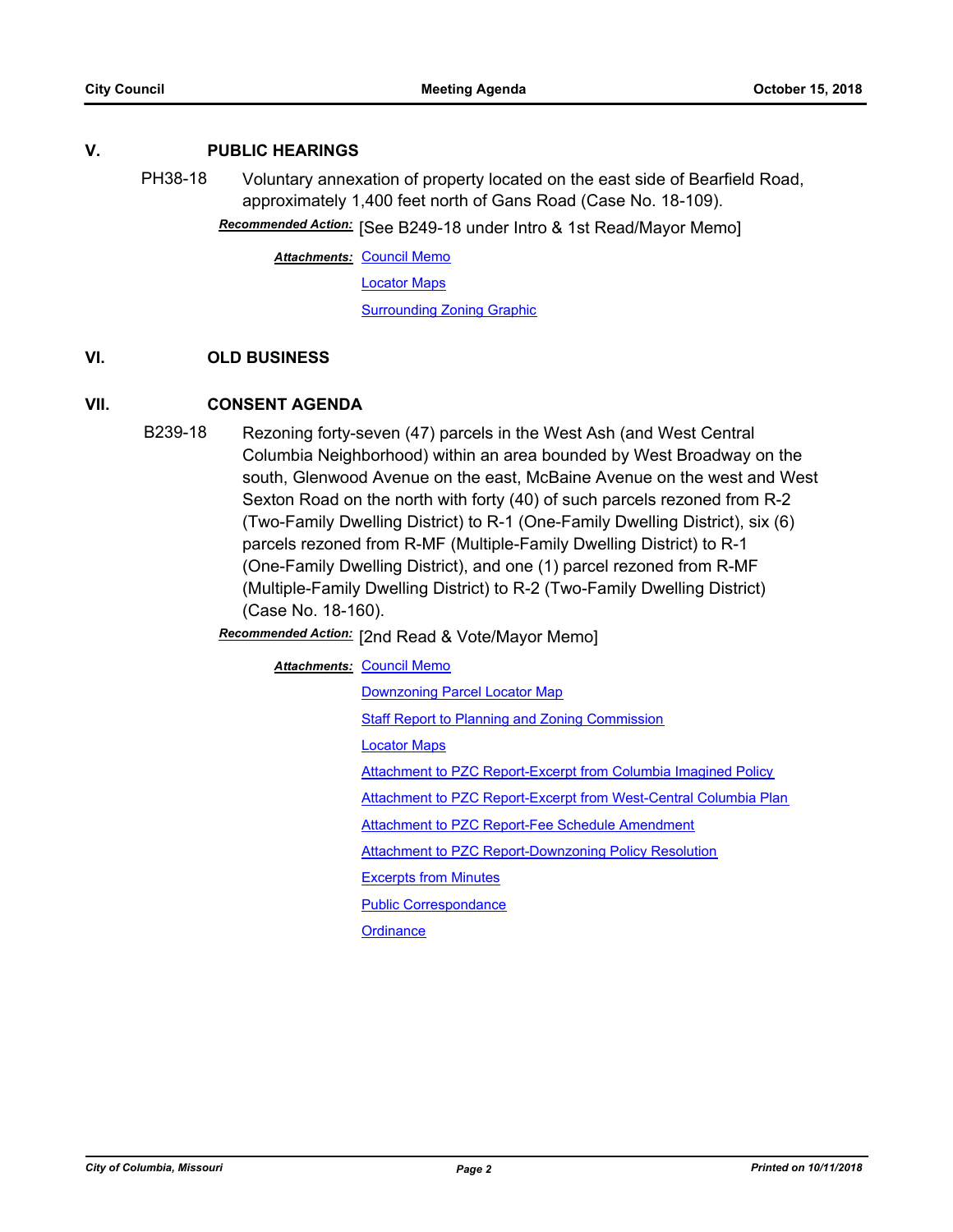## V. PUBLIC HEARINGS

**PH38-18** Voluntary annexation of property located on the east side of Bearfield Road, approximately 1,400 feet north of Gans Road (Case No. 18-109).

***Recommended Action:*** [See B249-18 under Intro & 1st Read/Mayor Memo]

***Attachments:*** Council Memo
Locator Maps
Surrounding Zoning Graphic

## VI. OLD BUSINESS

## VII. CONSENT AGENDA

**B239-18** Rezoning forty-seven (47) parcels in the West Ash (and West Central Columbia Neighborhood) within an area bounded by West Broadway on the south, Glenwood Avenue on the east, McBaine Avenue on the west and West Sexton Road on the north with forty (40) of such parcels rezoned from R-2 (Two-Family Dwelling District) to R-1 (One-Family Dwelling District), six (6) parcels rezoned from R-MF (Multiple-Family Dwelling District) to R-1 (One-Family Dwelling District), and one (1) parcel rezoned from R-MF (Multiple-Family Dwelling District) to R-2 (Two-Family Dwelling District) (Case No. 18-160).

***Recommended Action:*** [2nd Read & Vote/Mayor Memo]

***Attachments:*** Council Memo
Downzoning Parcel Locator Map
Staff Report to Planning and Zoning Commission
Locator Maps
Attachment to PZC Report-Excerpt from Columbia Imagined Policy
Attachment to PZC Report-Excerpt from West-Central Columbia Plan
Attachment to PZC Report-Fee Schedule Amendment
Attachment to PZC Report-Downzoning Policy Resolution
Excerpts from Minutes
Public Correspondance
Ordinance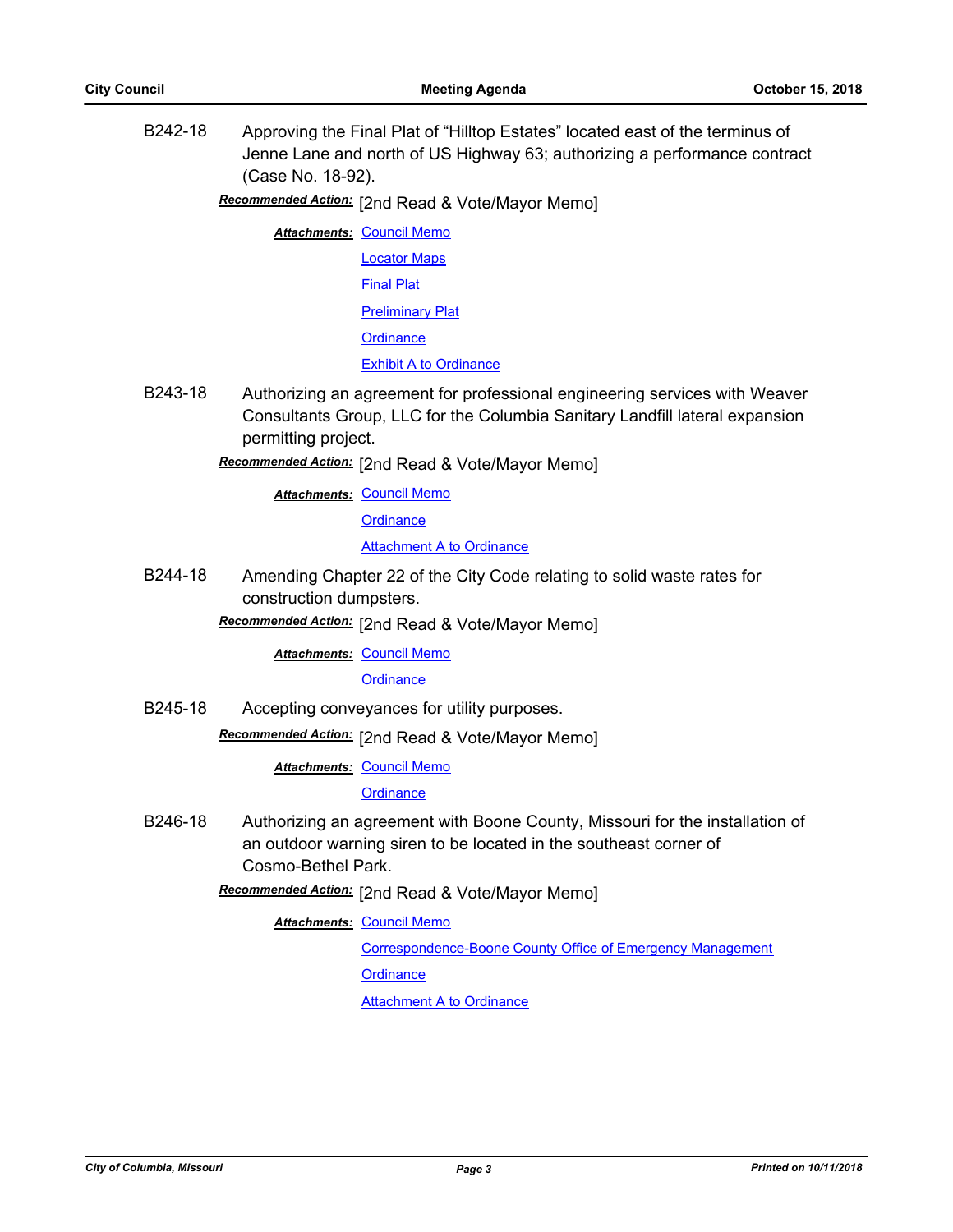B242-18 Approving the Final Plat of “Hilltop Estates” located east of the terminus of Jenne Lane and north of US Highway 63; authorizing a performance contract (Case No. 18-92).

***Recommended Action:*** [2nd Read & Vote/Mayor Memo]

***Attachments:*** Council Memo
Locator Maps
Final Plat
Preliminary Plat
Ordinance
Exhibit A to Ordinance

B243-18 Authorizing an agreement for professional engineering services with Weaver Consultants Group, LLC for the Columbia Sanitary Landfill lateral expansion permitting project.

***Recommended Action:*** [2nd Read & Vote/Mayor Memo]

***Attachments:*** Council Memo
Ordinance
Attachment A to Ordinance

B244-18 Amending Chapter 22 of the City Code relating to solid waste rates for construction dumpsters.

***Recommended Action:*** [2nd Read & Vote/Mayor Memo]

***Attachments:*** Council Memo
Ordinance

B245-18 Accepting conveyances for utility purposes.

***Recommended Action:*** [2nd Read & Vote/Mayor Memo]

***Attachments:*** Council Memo
Ordinance

B246-18 Authorizing an agreement with Boone County, Missouri for the installation of an outdoor warning siren to be located in the southeast corner of Cosmo-Bethel Park.

***Recommended Action:*** [2nd Read & Vote/Mayor Memo]

***Attachments:*** Council Memo
Correspondence-Boone County Office of Emergency Management
Ordinance
Attachment A to Ordinance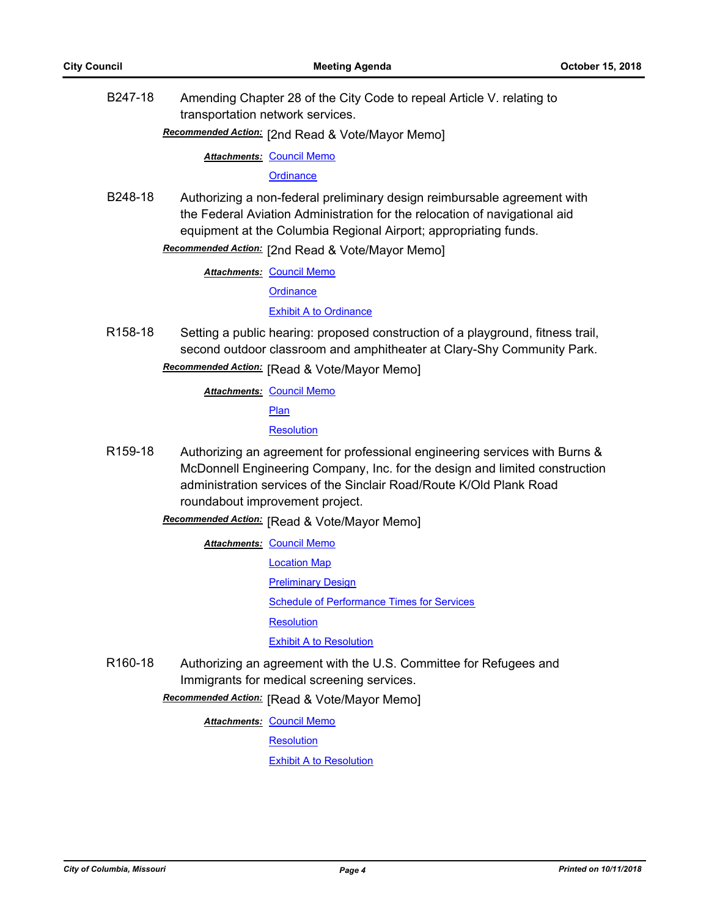B247-18 Amending Chapter 28 of the City Code to repeal Article V. relating to transportation network services.

***Recommended Action:*** [2nd Read & Vote/Mayor Memo]

***Attachments:*** Council Memo
Ordinance

B248-18 Authorizing a non-federal preliminary design reimbursable agreement with the Federal Aviation Administration for the relocation of navigational aid equipment at the Columbia Regional Airport; appropriating funds.

***Recommended Action:*** [2nd Read & Vote/Mayor Memo]

***Attachments:*** Council Memo
Ordinance
Exhibit A to Ordinance

R158-18 Setting a public hearing: proposed construction of a playground, fitness trail, second outdoor classroom and amphitheater at Clary-Shy Community Park.

***Recommended Action:*** [Read & Vote/Mayor Memo]

***Attachments:*** Council Memo
Plan
Resolution

R159-18 Authorizing an agreement for professional engineering services with Burns & McDonnell Engineering Company, Inc. for the design and limited construction administration services of the Sinclair Road/Route K/Old Plank Road roundabout improvement project.

***Recommended Action:*** [Read & Vote/Mayor Memo]

***Attachments:*** Council Memo
Location Map
Preliminary Design
Schedule of Performance Times for Services
Resolution
Exhibit A to Resolution

R160-18 Authorizing an agreement with the U.S. Committee for Refugees and Immigrants for medical screening services.

***Recommended Action:*** [Read & Vote/Mayor Memo]

***Attachments:*** Council Memo
Resolution
Exhibit A to Resolution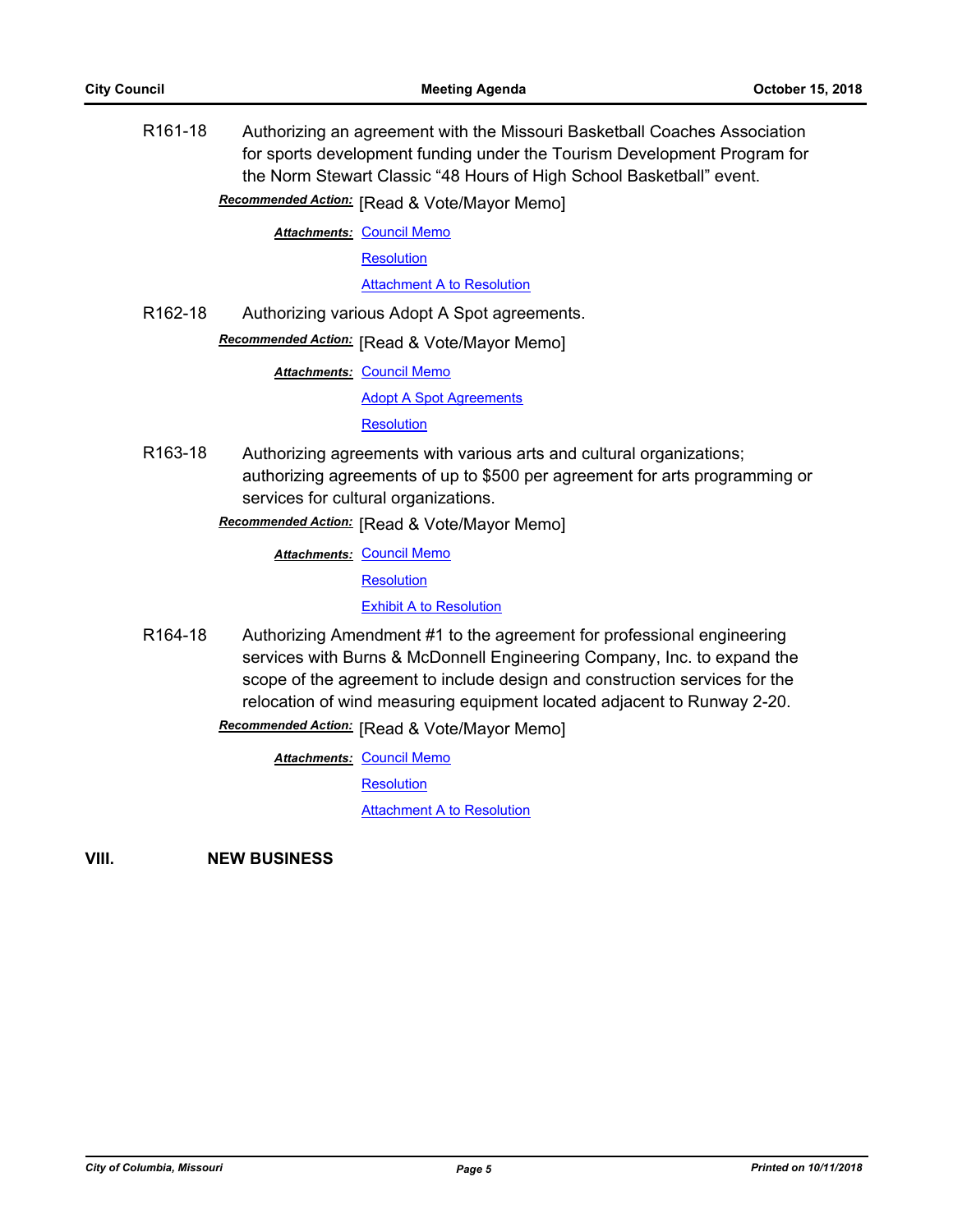R161-18 Authorizing an agreement with the Missouri Basketball Coaches Association for sports development funding under the Tourism Development Program for the Norm Stewart Classic "48 Hours of High School Basketball" event.

***Recommended Action:*** [Read & Vote/Mayor Memo]

***Attachments:*** Council Memo
Resolution
Attachment A to Resolution

R162-18 Authorizing various Adopt A Spot agreements.

***Recommended Action:*** [Read & Vote/Mayor Memo]

***Attachments:*** Council Memo
Adopt A Spot Agreements
Resolution

R163-18 Authorizing agreements with various arts and cultural organizations; authorizing agreements of up to $500 per agreement for arts programming or services for cultural organizations.

***Recommended Action:*** [Read & Vote/Mayor Memo]

***Attachments:*** Council Memo
Resolution
Exhibit A to Resolution

R164-18 Authorizing Amendment #1 to the agreement for professional engineering services with Burns & McDonnell Engineering Company, Inc. to expand the scope of the agreement to include design and construction services for the relocation of wind measuring equipment located adjacent to Runway 2-20.

***Recommended Action:*** [Read & Vote/Mayor Memo]

***Attachments:*** Council Memo
Resolution
Attachment A to Resolution

## VIII. NEW BUSINESS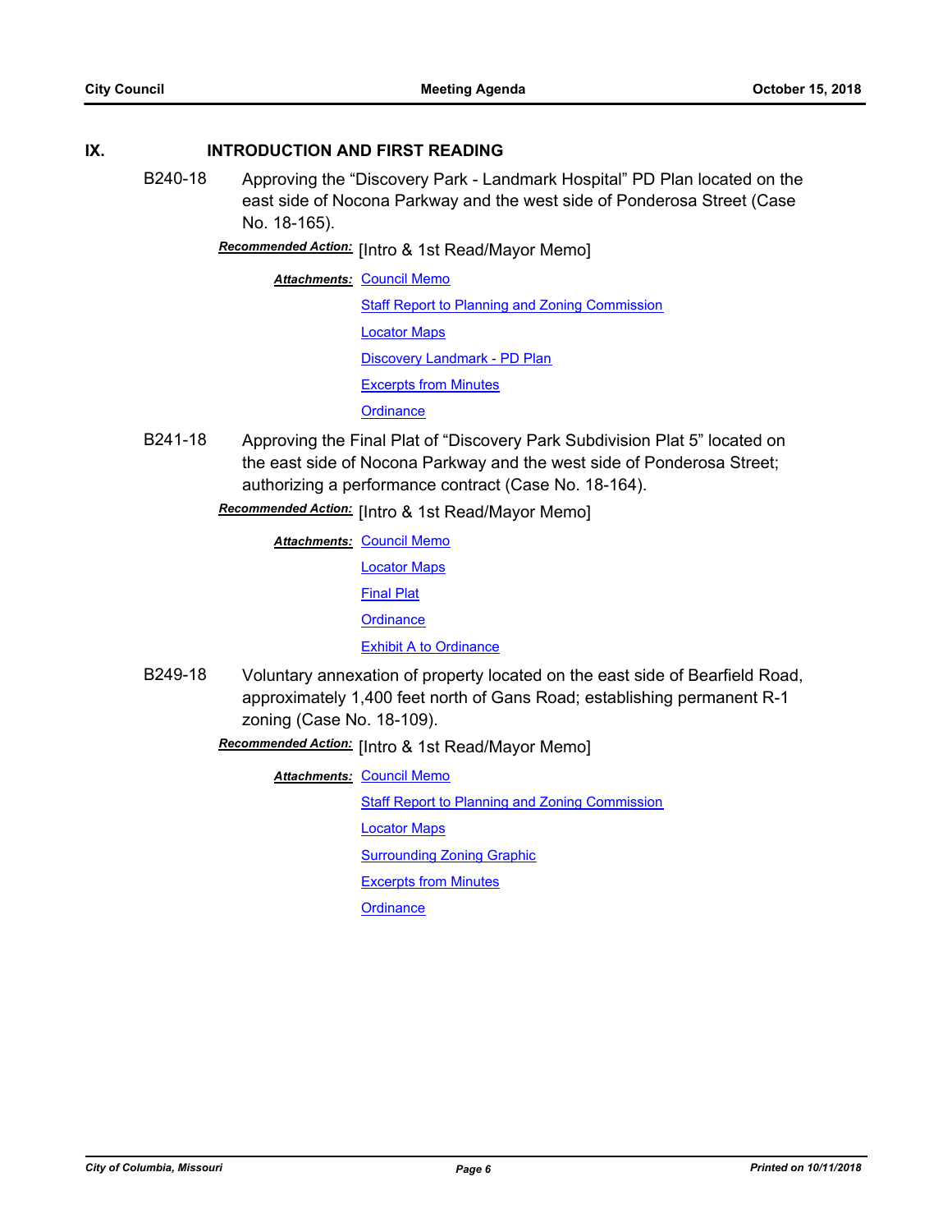## IX. INTRODUCTION AND FIRST READING

**B240-18** Approving the “Discovery Park - Landmark Hospital” PD Plan located on the east side of Nocona Parkway and the west side of Ponderosa Street (Case No. 18-165).

***Recommended Action:*** [Intro & 1st Read/Mayor Memo]

***Attachments:*** Council Memo
Staff Report to Planning and Zoning Commission
Locator Maps
Discovery Landmark - PD Plan
Excerpts from Minutes
Ordinance

**B241-18** Approving the Final Plat of “Discovery Park Subdivision Plat 5” located on the east side of Nocona Parkway and the west side of Ponderosa Street; authorizing a performance contract (Case No. 18-164).

***Recommended Action:*** [Intro & 1st Read/Mayor Memo]

***Attachments:*** Council Memo
Locator Maps
Final Plat
Ordinance
Exhibit A to Ordinance

**B249-18** Voluntary annexation of property located on the east side of Bearfield Road, approximately 1,400 feet north of Gans Road; establishing permanent R-1 zoning (Case No. 18-109).

***Recommended Action:*** [Intro & 1st Read/Mayor Memo]

***Attachments:*** Council Memo
Staff Report to Planning and Zoning Commission
Locator Maps
Surrounding Zoning Graphic
Excerpts from Minutes
Ordinance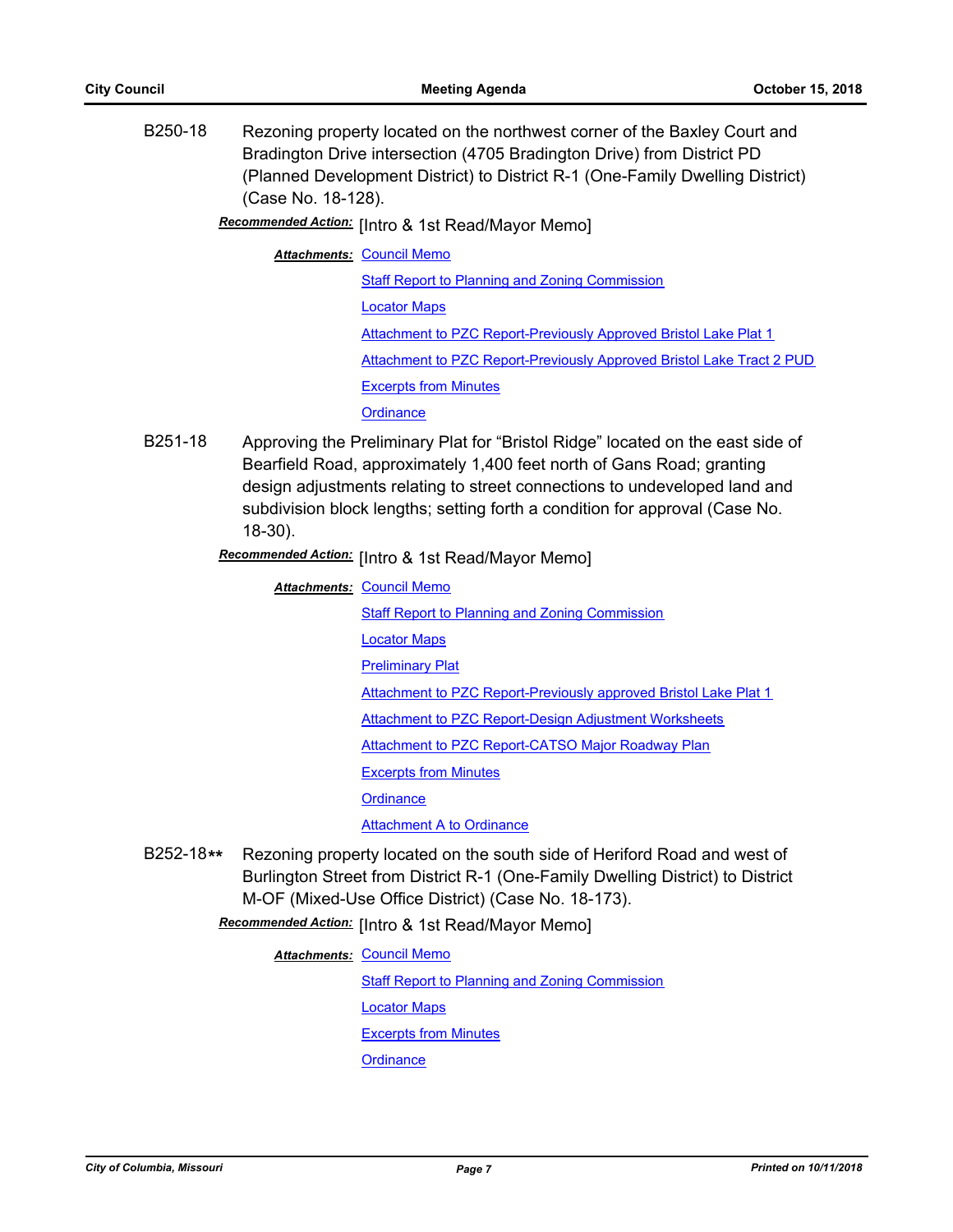**B250-18** Rezoning property located on the northwest corner of the Baxley Court and Bradington Drive intersection (4705 Bradington Drive) from District PD (Planned Development District) to District R-1 (One-Family Dwelling District) (Case No. 18-128).

***Recommended Action:*** [Intro & 1st Read/Mayor Memo]

***Attachments:***
- Council Memo
- Staff Report to Planning and Zoning Commission
- Locator Maps
- Attachment to PZC Report-Previously Approved Bristol Lake Plat 1
- Attachment to PZC Report-Previously Approved Bristol Lake Tract 2 PUD
- Excerpts from Minutes
- Ordinance

**B251-18** Approving the Preliminary Plat for "Bristol Ridge" located on the east side of Bearfield Road, approximately 1,400 feet north of Gans Road; granting design adjustments relating to street connections to undeveloped land and subdivision block lengths; setting forth a condition for approval (Case No. 18-30).

***Recommended Action:*** [Intro & 1st Read/Mayor Memo]

***Attachments:***
- Council Memo
- Staff Report to Planning and Zoning Commission
- Locator Maps
- Preliminary Plat
- Attachment to PZC Report-Previously approved Bristol Lake Plat 1
- Attachment to PZC Report-Design Adjustment Worksheets
- Attachment to PZC Report-CATSO Major Roadway Plan
- Excerpts from Minutes
- Ordinance
- Attachment A to Ordinance

**B252-18**** Rezoning property located on the south side of Heriford Road and west of Burlington Street from District R-1 (One-Family Dwelling District) to District M-OF (Mixed-Use Office District) (Case No. 18-173).

***Recommended Action:*** [Intro & 1st Read/Mayor Memo]

***Attachments:***
- Council Memo
- Staff Report to Planning and Zoning Commission
- Locator Maps
- Excerpts from Minutes
- Ordinance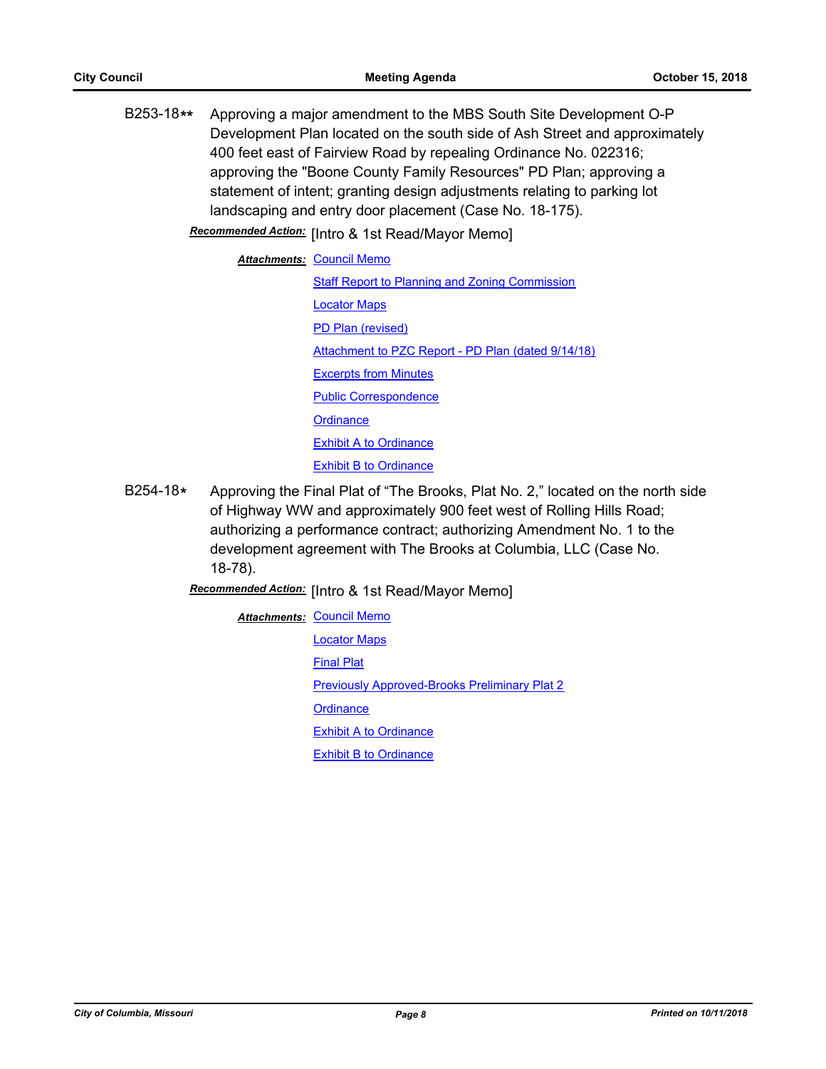B253-18** Approving a major amendment to the MBS South Site Development O-P Development Plan located on the south side of Ash Street and approximately 400 feet east of Fairview Road by repealing Ordinance No. 022316; approving the "Boone County Family Resources" PD Plan; approving a statement of intent; granting design adjustments relating to parking lot landscaping and entry door placement (Case No. 18-175).

***Recommended Action:*** [Intro & 1st Read/Mayor Memo]

***Attachments:*** Council Memo
Staff Report to Planning and Zoning Commission
Locator Maps
PD Plan (revised)
Attachment to PZC Report - PD Plan (dated 9/14/18)
Excerpts from Minutes
Public Correspondence
Ordinance
Exhibit A to Ordinance
Exhibit B to Ordinance

B254-18* Approving the Final Plat of "The Brooks, Plat No. 2," located on the north side of Highway WW and approximately 900 feet west of Rolling Hills Road; authorizing a performance contract; authorizing Amendment No. 1 to the development agreement with The Brooks at Columbia, LLC (Case No. 18-78).

***Recommended Action:*** [Intro & 1st Read/Mayor Memo]

***Attachments:*** Council Memo
Locator Maps
Final Plat
Previously Approved-Brooks Preliminary Plat 2
Ordinance
Exhibit A to Ordinance
Exhibit B to Ordinance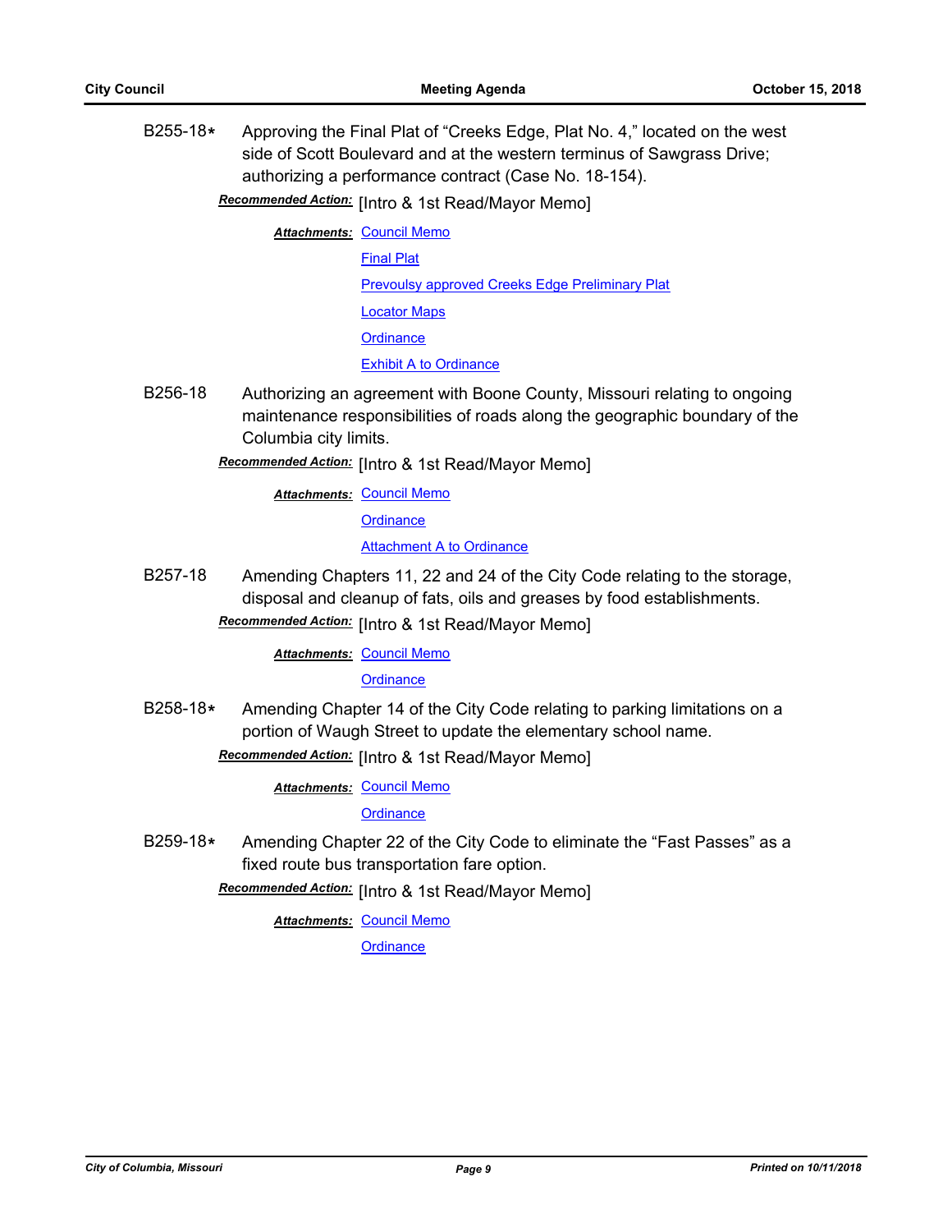B255-18* Approving the Final Plat of "Creeks Edge, Plat No. 4," located on the west side of Scott Boulevard and at the western terminus of Sawgrass Drive; authorizing a performance contract (Case No. 18-154).

***Recommended Action:*** [Intro & 1st Read/Mayor Memo]

***Attachments:*** Council Memo
Final Plat
Prevoulsy approved Creeks Edge Preliminary Plat
Locator Maps
Ordinance
Exhibit A to Ordinance

B256-18 Authorizing an agreement with Boone County, Missouri relating to ongoing maintenance responsibilities of roads along the geographic boundary of the Columbia city limits.

***Recommended Action:*** [Intro & 1st Read/Mayor Memo]

***Attachments:*** Council Memo
Ordinance
Attachment A to Ordinance

B257-18 Amending Chapters 11, 22 and 24 of the City Code relating to the storage, disposal and cleanup of fats, oils and greases by food establishments.

***Recommended Action:*** [Intro & 1st Read/Mayor Memo]

***Attachments:*** Council Memo
Ordinance

B258-18* Amending Chapter 14 of the City Code relating to parking limitations on a portion of Waugh Street to update the elementary school name.

***Recommended Action:*** [Intro & 1st Read/Mayor Memo]

***Attachments:*** Council Memo
Ordinance

B259-18* Amending Chapter 22 of the City Code to eliminate the "Fast Passes" as a fixed route bus transportation fare option.

***Recommended Action:*** [Intro & 1st Read/Mayor Memo]

***Attachments:*** Council Memo
Ordinance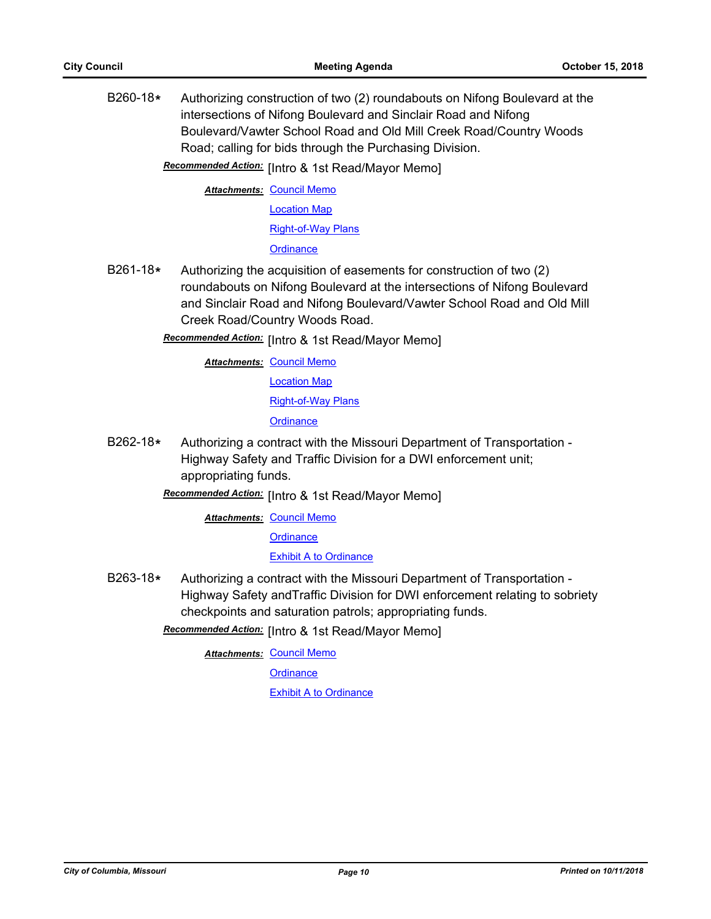B260-18* Authorizing construction of two (2) roundabouts on Nifong Boulevard at the intersections of Nifong Boulevard and Sinclair Road and Nifong Boulevard/Vawter School Road and Old Mill Creek Road/Country Woods Road; calling for bids through the Purchasing Division.

***Recommended Action:*** [Intro & 1st Read/Mayor Memo]

***Attachments:*** Council Memo
Location Map
Right-of-Way Plans
Ordinance

B261-18* Authorizing the acquisition of easements for construction of two (2) roundabouts on Nifong Boulevard at the intersections of Nifong Boulevard and Sinclair Road and Nifong Boulevard/Vawter School Road and Old Mill Creek Road/Country Woods Road.

***Recommended Action:*** [Intro & 1st Read/Mayor Memo]

***Attachments:*** Council Memo
Location Map
Right-of-Way Plans
Ordinance

B262-18* Authorizing a contract with the Missouri Department of Transportation - Highway Safety and Traffic Division for a DWI enforcement unit; appropriating funds.

***Recommended Action:*** [Intro & 1st Read/Mayor Memo]

***Attachments:*** Council Memo
Ordinance
Exhibit A to Ordinance

B263-18* Authorizing a contract with the Missouri Department of Transportation - Highway Safety andTraffic Division for DWI enforcement relating to sobriety checkpoints and saturation patrols; appropriating funds.

***Recommended Action:*** [Intro & 1st Read/Mayor Memo]

***Attachments:*** Council Memo
Ordinance
Exhibit A to Ordinance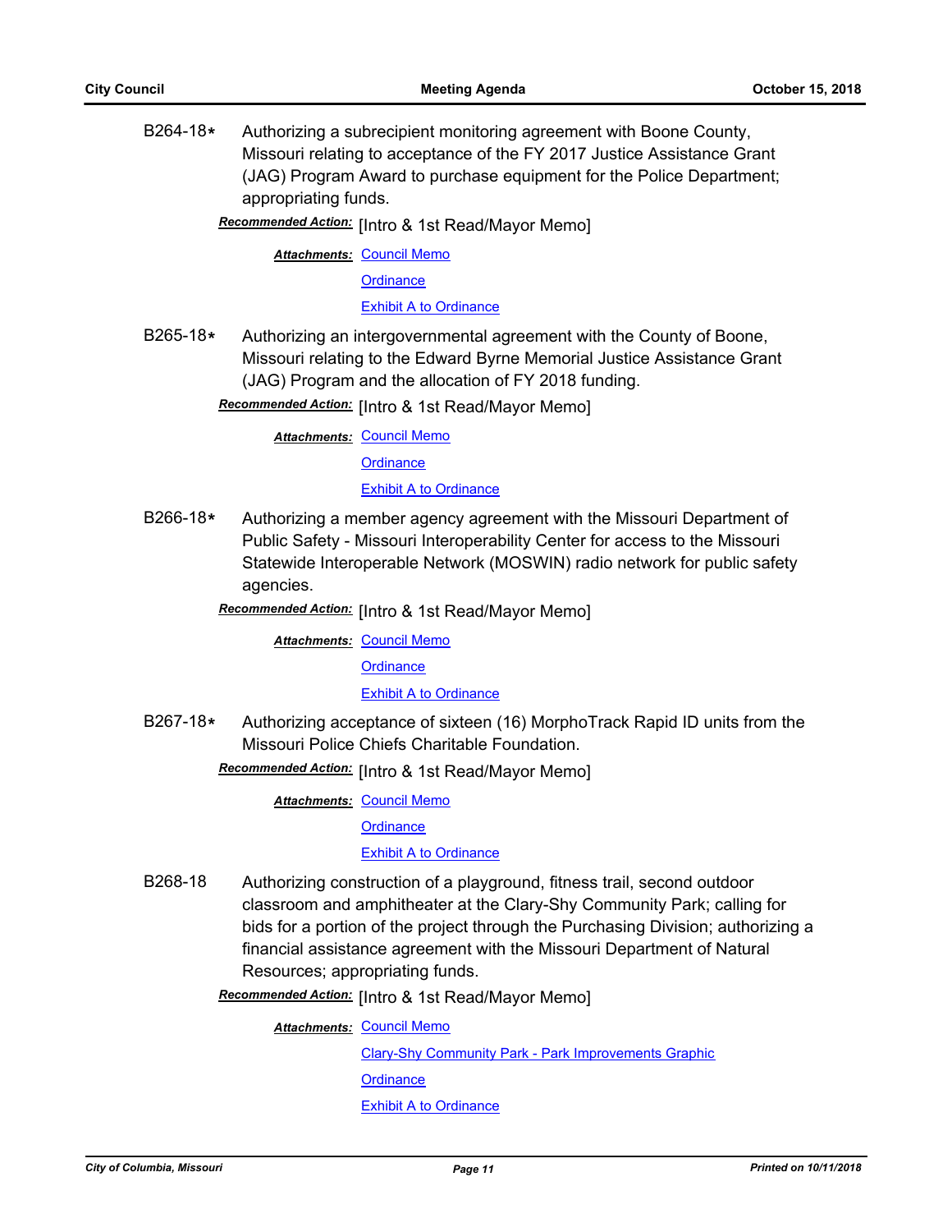B264-18* Authorizing a subrecipient monitoring agreement with Boone County, Missouri relating to acceptance of the FY 2017 Justice Assistance Grant (JAG) Program Award to purchase equipment for the Police Department; appropriating funds.

***Recommended Action:*** [Intro & 1st Read/Mayor Memo]

***Attachments:*** Council Memo
Ordinance
Exhibit A to Ordinance

B265-18* Authorizing an intergovernmental agreement with the County of Boone, Missouri relating to the Edward Byrne Memorial Justice Assistance Grant (JAG) Program and the allocation of FY 2018 funding.

***Recommended Action:*** [Intro & 1st Read/Mayor Memo]

***Attachments:*** Council Memo
Ordinance
Exhibit A to Ordinance

B266-18* Authorizing a member agency agreement with the Missouri Department of Public Safety - Missouri Interoperability Center for access to the Missouri Statewide Interoperable Network (MOSWIN) radio network for public safety agencies.

***Recommended Action:*** [Intro & 1st Read/Mayor Memo]

***Attachments:*** Council Memo
Ordinance
Exhibit A to Ordinance

B267-18* Authorizing acceptance of sixteen (16) MorphoTrack Rapid ID units from the Missouri Police Chiefs Charitable Foundation.

***Recommended Action:*** [Intro & 1st Read/Mayor Memo]

***Attachments:*** Council Memo
Ordinance
Exhibit A to Ordinance

B268-18 Authorizing construction of a playground, fitness trail, second outdoor classroom and amphitheater at the Clary-Shy Community Park; calling for bids for a portion of the project through the Purchasing Division; authorizing a financial assistance agreement with the Missouri Department of Natural Resources; appropriating funds.

***Recommended Action:*** [Intro & 1st Read/Mayor Memo]

***Attachments:*** Council Memo
Clary-Shy Community Park - Park Improvements Graphic
Ordinance
Exhibit A to Ordinance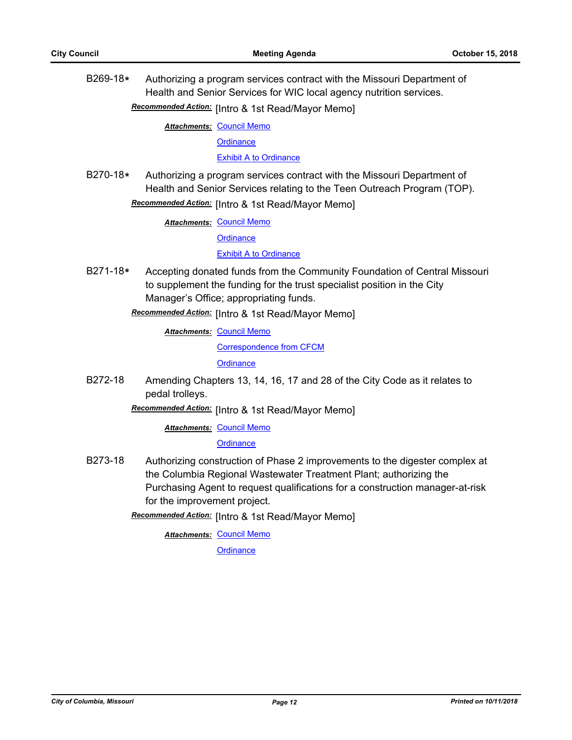B269-18* Authorizing a program services contract with the Missouri Department of Health and Senior Services for WIC local agency nutrition services.

***Recommended Action:*** [Intro & 1st Read/Mayor Memo]

***Attachments:*** Council Memo
Ordinance
Exhibit A to Ordinance

B270-18* Authorizing a program services contract with the Missouri Department of Health and Senior Services relating to the Teen Outreach Program (TOP).

***Recommended Action:*** [Intro & 1st Read/Mayor Memo]

***Attachments:*** Council Memo
Ordinance
Exhibit A to Ordinance

B271-18* Accepting donated funds from the Community Foundation of Central Missouri to supplement the funding for the trust specialist position in the City Manager's Office; appropriating funds.

***Recommended Action:*** [Intro & 1st Read/Mayor Memo]

***Attachments:*** Council Memo
Correspondence from CFCM
Ordinance

B272-18 Amending Chapters 13, 14, 16, 17 and 28 of the City Code as it relates to pedal trolleys.

***Recommended Action:*** [Intro & 1st Read/Mayor Memo]

***Attachments:*** Council Memo
Ordinance

B273-18 Authorizing construction of Phase 2 improvements to the digester complex at the Columbia Regional Wastewater Treatment Plant; authorizing the Purchasing Agent to request qualifications for a construction manager-at-risk for the improvement project.

***Recommended Action:*** [Intro & 1st Read/Mayor Memo]

***Attachments:*** Council Memo
Ordinance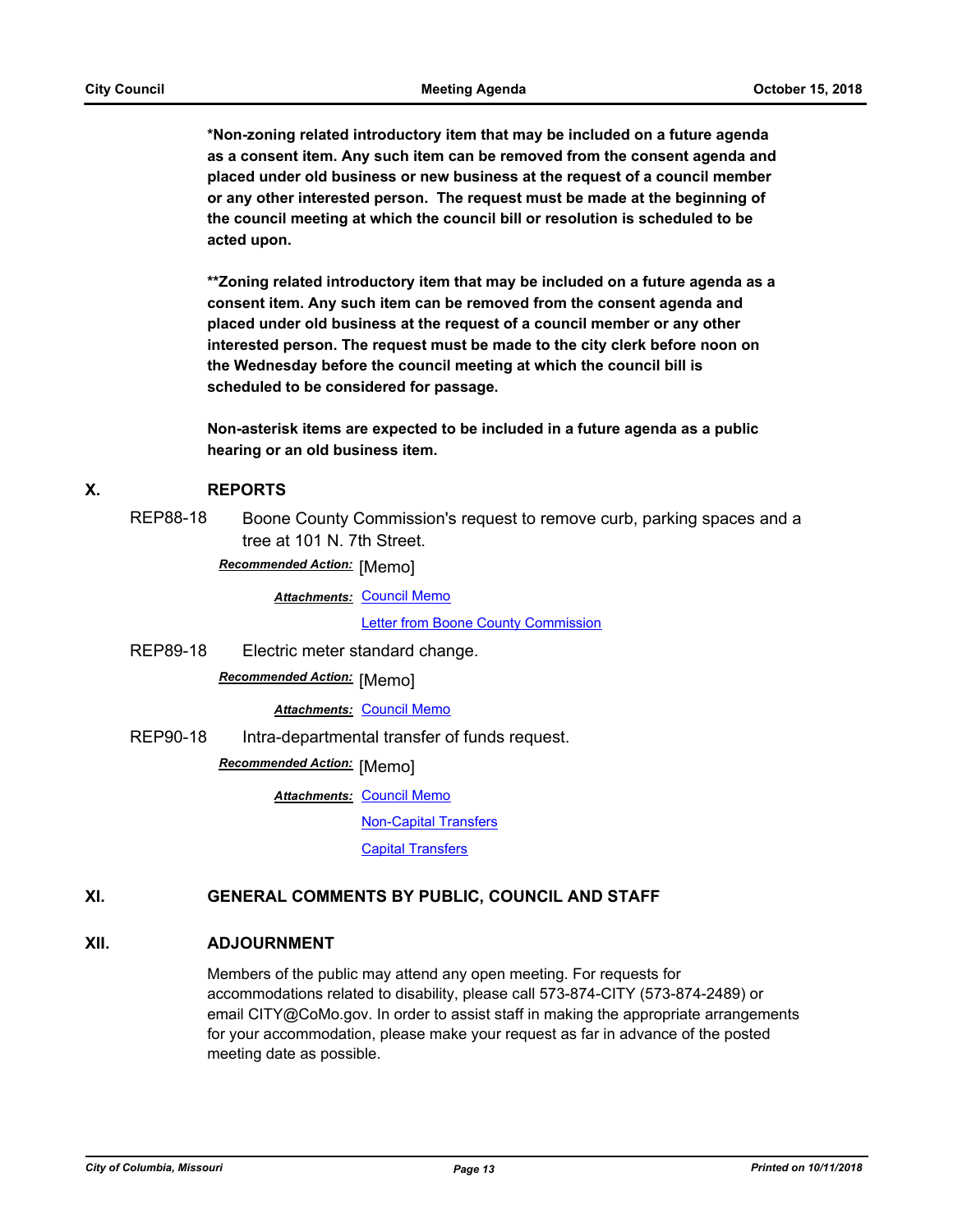**\*Non-zoning related introductory item that may be included on a future agenda as a consent item. Any such item can be removed from the consent agenda and placed under old business or new business at the request of a council member or any other interested person. The request must be made at the beginning of the council meeting at which the council bill or resolution is scheduled to be acted upon.**

**\*\*Zoning related introductory item that may be included on a future agenda as a consent item. Any such item can be removed from the consent agenda and placed under old business at the request of a council member or any other interested person. The request must be made to the city clerk before noon on the Wednesday before the council meeting at which the council bill is scheduled to be considered for passage.**

**Non-asterisk items are expected to be included in a future agenda as a public hearing or an old business item.**

## X. REPORTS

**REP88-18** Boone County Commission's request to remove curb, parking spaces and a tree at 101 N. 7th Street.

***Recommended Action:*** [Memo]

***Attachments:*** Council Memo
Letter from Boone County Commission

**REP89-18** Electric meter standard change.

***Recommended Action:*** [Memo]

***Attachments:*** Council Memo

**REP90-18** Intra-departmental transfer of funds request.

***Recommended Action:*** [Memo]

***Attachments:*** Council Memo
Non-Capital Transfers
Capital Transfers

## XI. GENERAL COMMENTS BY PUBLIC, COUNCIL AND STAFF

## XII. ADJOURNMENT

Members of the public may attend any open meeting. For requests for accommodations related to disability, please call 573-874-CITY (573-874-2489) or email CITY@CoMo.gov. In order to assist staff in making the appropriate arrangements for your accommodation, please make your request as far in advance of the posted meeting date as possible.